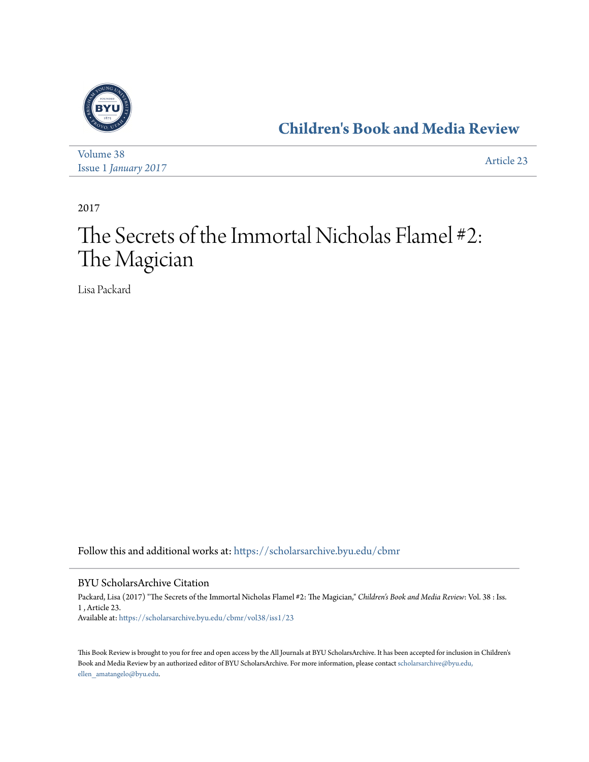Children's Book and Media Review

Volume 38
Issue 1 *January 2017*

Article 23

2017

# The Secrets of the Immortal Nicholas Flamel #2: The Magician

Lisa Packard

Follow this and additional works at: https://scholarsarchive.byu.edu/cbmr

## BYU ScholarsArchive Citation

Packard, Lisa (2017) "The Secrets of the Immortal Nicholas Flamel #2: The Magician," *Children's Book and Media Review*: Vol. 38 : Iss. 1 , Article 23.
Available at: https://scholarsarchive.byu.edu/cbmr/vol38/iss1/23

This Book Review is brought to you for free and open access by the All Journals at BYU ScholarsArchive. It has been accepted for inclusion in Children's Book and Media Review by an authorized editor of BYU ScholarsArchive. For more information, please contact scholarsarchive@byu.edu, ellen_amatangelo@byu.edu.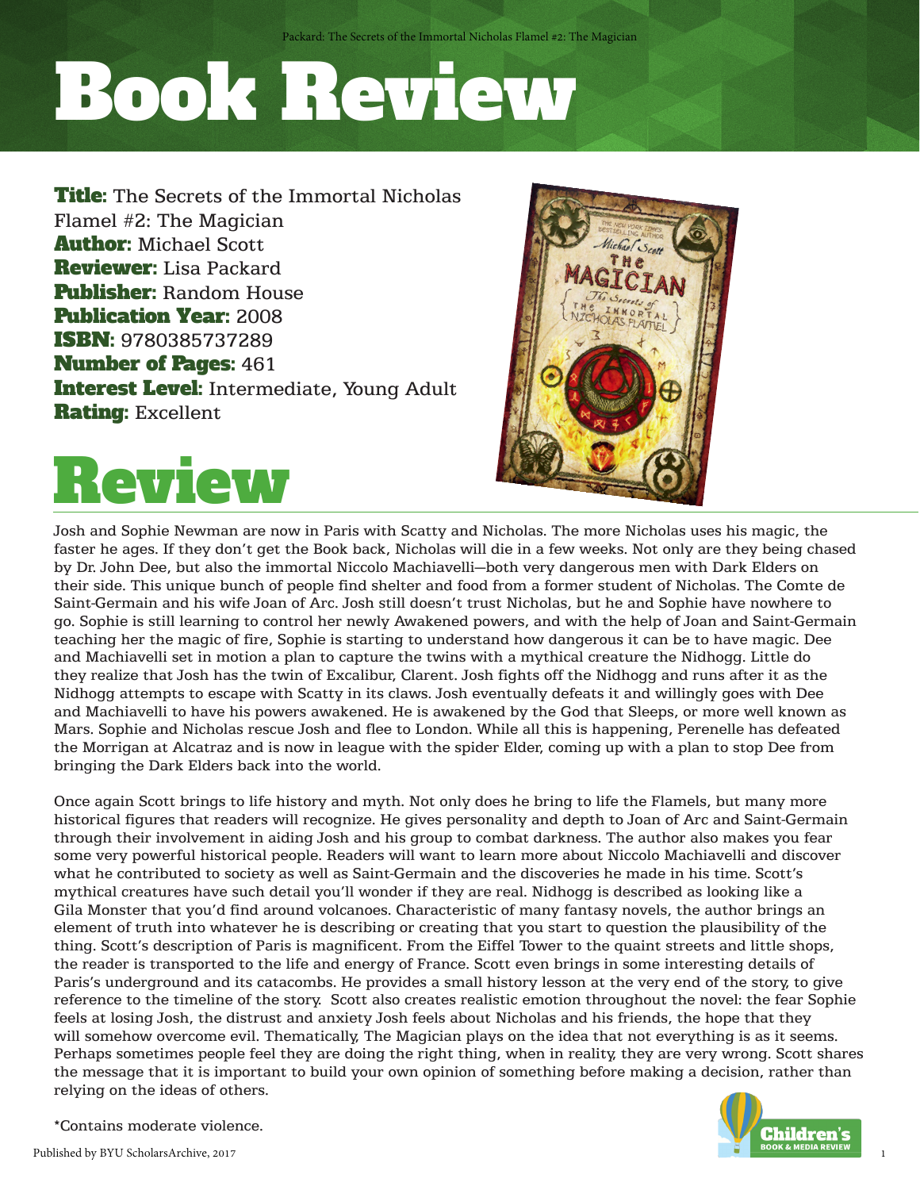# Book Review

**Title:** The Secrets of the Immortal Nicholas Flamel #2: The Magician
**Author:** Michael Scott
**Reviewer:** Lisa Packard
**Publisher:** Random House
**Publication Year:** 2008
**ISBN:** 9780385737289
**Number of Pages:** 461
**Interest Level:** Intermediate, Young Adult
**Rating:** Excellent

# Review

Josh and Sophie Newman are now in Paris with Scatty and Nicholas. The more Nicholas uses his magic, the faster he ages. If they don't get the Book back, Nicholas will die in a few weeks. Not only are they being chased by Dr. John Dee, but also the immortal Niccolo Machiavelli—both very dangerous men with Dark Elders on their side. This unique bunch of people find shelter and food from a former student of Nicholas. The Comte de Saint-Germain and his wife Joan of Arc. Josh still doesn't trust Nicholas, but he and Sophie have nowhere to go. Sophie is still learning to control her newly Awakened powers, and with the help of Joan and Saint-Germain teaching her the magic of fire, Sophie is starting to understand how dangerous it can be to have magic. Dee and Machiavelli set in motion a plan to capture the twins with a mythical creature the Nidhogg. Little do they realize that Josh has the twin of Excalibur, Clarent. Josh fights off the Nidhogg and runs after it as the Nidhogg attempts to escape with Scatty in its claws. Josh eventually defeats it and willingly goes with Dee and Machiavelli to have his powers awakened. He is awakened by the God that Sleeps, or more well known as Mars. Sophie and Nicholas rescue Josh and flee to London. While all this is happening, Perenelle has defeated the Morrigan at Alcatraz and is now in league with the spider Elder, coming up with a plan to stop Dee from bringing the Dark Elders back into the world.

Once again Scott brings to life history and myth. Not only does he bring to life the Flamels, but many more historical figures that readers will recognize. He gives personality and depth to Joan of Arc and Saint-Germain through their involvement in aiding Josh and his group to combat darkness. The author also makes you fear some very powerful historical people. Readers will want to learn more about Niccolo Machiavelli and discover what he contributed to society as well as Saint-Germain and the discoveries he made in his time. Scott's mythical creatures have such detail you'll wonder if they are real. Nidhogg is described as looking like a Gila Monster that you'd find around volcanoes. Characteristic of many fantasy novels, the author brings an element of truth into whatever he is describing or creating that you start to question the plausibility of the thing. Scott's description of Paris is magnificent. From the Eiffel Tower to the quaint streets and little shops, the reader is transported to the life and energy of France. Scott even brings in some interesting details of Paris's underground and its catacombs. He provides a small history lesson at the very end of the story, to give reference to the timeline of the story. Scott also creates realistic emotion throughout the novel: the fear Sophie feels at losing Josh, the distrust and anxiety Josh feels about Nicholas and his friends, the hope that they will somehow overcome evil. Thematically, The Magician plays on the idea that not everything is as it seems. Perhaps sometimes people feel they are doing the right thing, when in reality, they are very wrong. Scott shares the message that it is important to build your own opinion of something before making a decision, rather than relying on the ideas of others.

*Contains moderate violence.